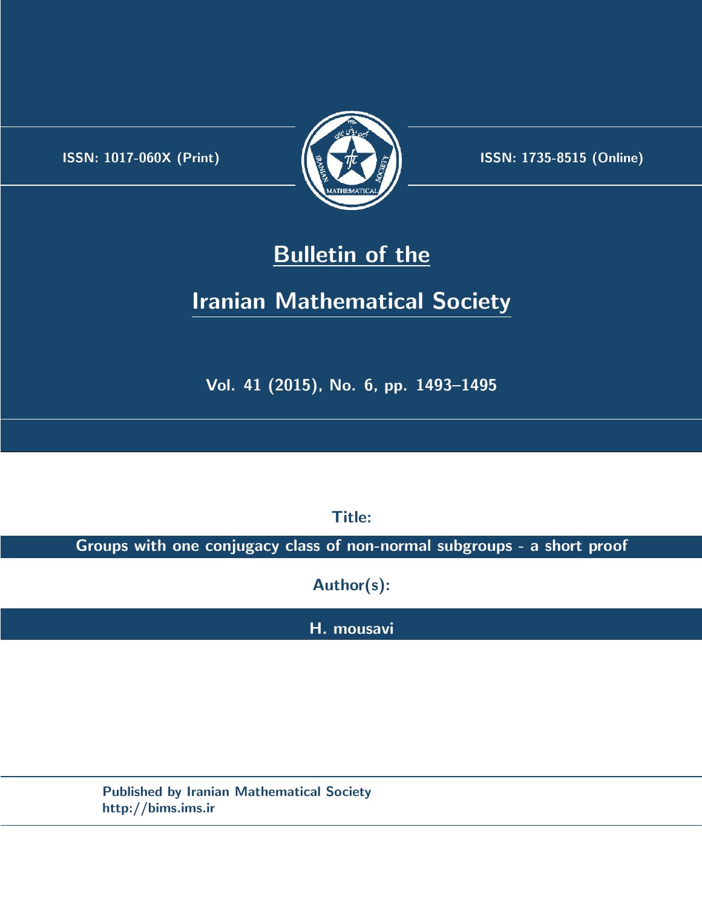ISSN: 1017-060X (Print)

ISSN: 1735-8515 (Online)

# Bulletin of the Iranian Mathematical Society

Vol. 41 (2015), No. 6, pp. 1493–1495

**Title:**

**Groups with one conjugacy class of non-normal subgroups - a short proof**

**Author(s):**

**H. mousavi**

Published by Iranian Mathematical Society
http://bims.ims.ir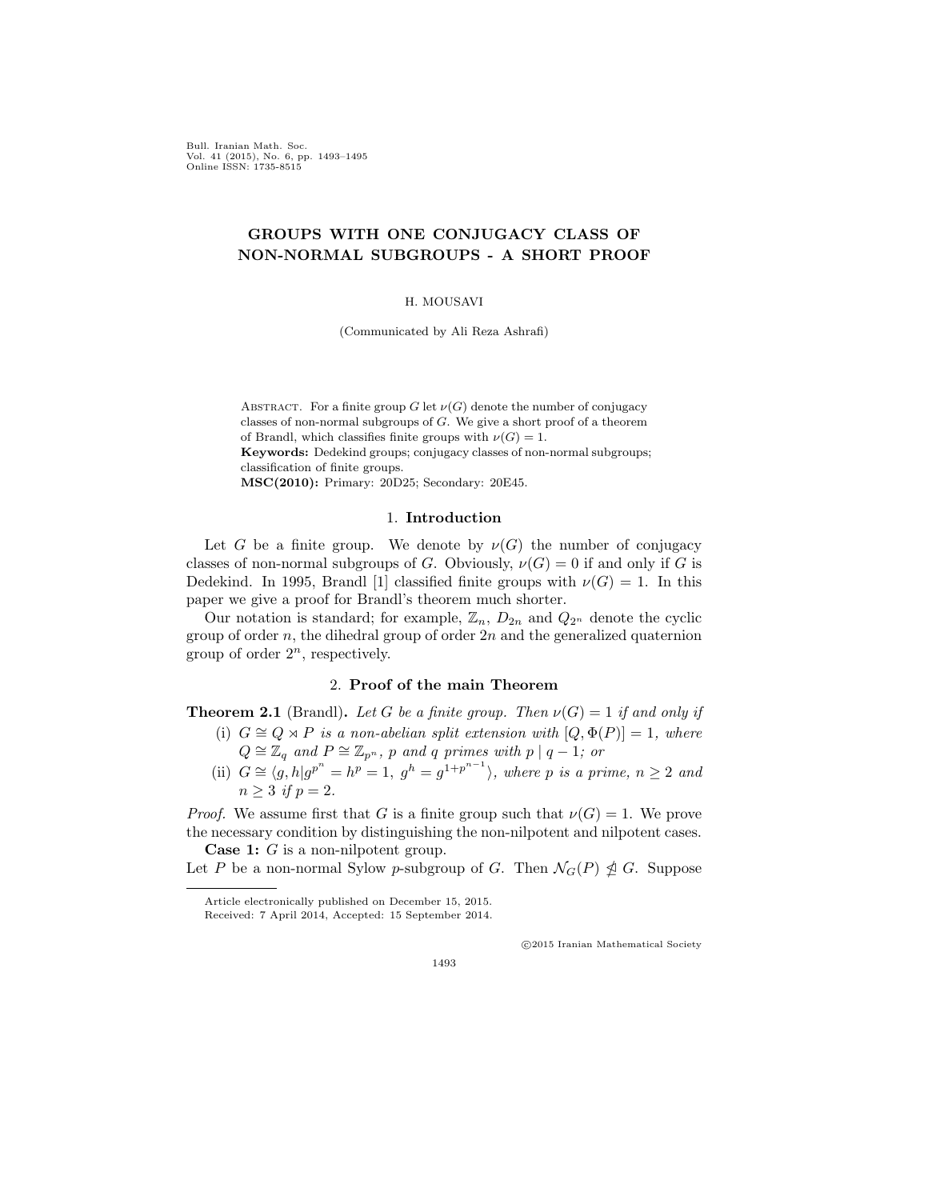**GROUPS WITH ONE CONJUGACY CLASS OF NON-NORMAL SUBGROUPS - A SHORT PROOF**

H. MOUSAVI

(Communicated by Ali Reza Ashrafi)

Abstract. For a finite group $G$ let $\nu(G)$ denote the number of conjugacy classes of non-normal subgroups of $G$. We give a short proof of a theorem of Brandl, which classifies finite groups with $\nu(G) = 1$.

**Keywords:** Dedekind groups; conjugacy classes of non-normal subgroups; classification of finite groups.

**MSC(2010):** Primary: 20D25; Secondary: 20E45.

## 1. Introduction

Let $G$ be a finite group. We denote by $\nu(G)$ the number of conjugacy classes of non-normal subgroups of $G$. Obviously, $\nu(G) = 0$ if and only if $G$ is Dedekind. In 1995, Brandl [1] classified finite groups with $\nu(G) = 1$. In this paper we give a proof for Brandl's theorem much shorter.

Our notation is standard; for example, $\mathbb{Z}_n$, $D_{2n}$ and $Q_{2^n}$ denote the cyclic group of order $n$, the dihedral group of order $2n$ and the generalized quaternion group of order $2^n$, respectively.

## 2. Proof of the main Theorem

**Theorem 2.1** (Brandl)**.** *Let $G$ be a finite group. Then $\nu(G) = 1$ if and only if*

(i) *$G \cong Q \rtimes P$ is a non-abelian split extension with $[Q, \Phi(P)] = 1$, where $Q \cong \mathbb{Z}_q$ and $P \cong \mathbb{Z}_{p^n}$, $p$ and $q$ primes with $p \mid q - 1$; or*

(ii) *$G \cong \langle g, h | g^{p^n} = h^p = 1,\ g^h = g^{1+p^{n-1}} \rangle$, where $p$ is a prime, $n \geq 2$ and $n \geq 3$ if $p = 2$.*

*Proof.* We assume first that $G$ is a finite group such that $\nu(G) = 1$. We prove the necessary condition by distinguishing the non-nilpotent and nilpotent cases.

**Case 1:** $G$ is a non-nilpotent group.

Let $P$ be a non-normal Sylow $p$-subgroup of $G$. Then $\mathcal{N}_G(P) \ntrianglelefteq G$. Suppose

Article electronically published on December 15, 2015.

Received: 7 April 2014, Accepted: 15 September 2014.

©2015 Iranian Mathematical Society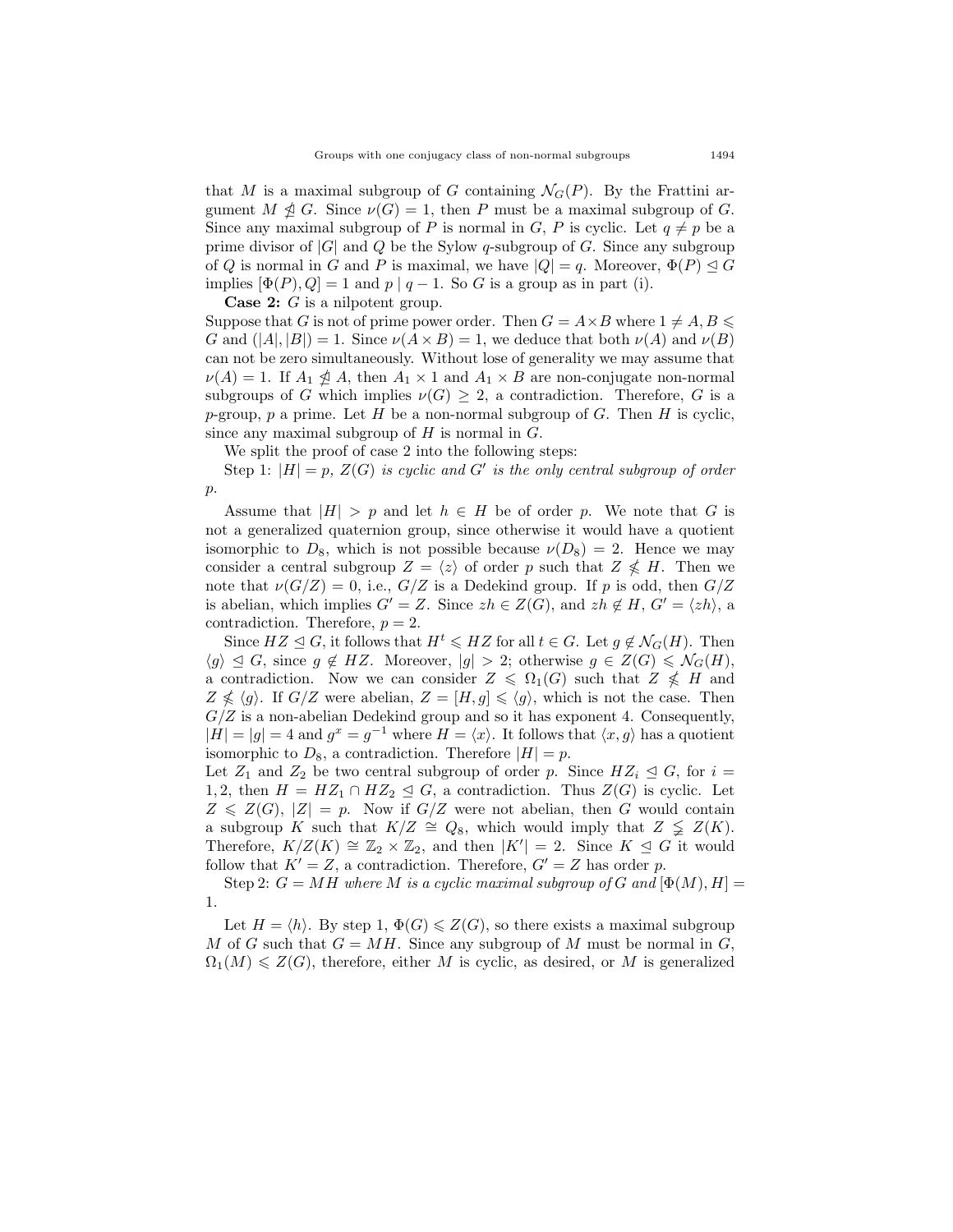that $M$ is a maximal subgroup of $G$ containing $\mathcal{N}_G(P)$. By the Frattini argument $M \ntrianglelefteq G$. Since $\nu(G) = 1$, then $P$ must be a maximal subgroup of $G$. Since any maximal subgroup of $P$ is normal in $G$, $P$ is cyclic. Let $q \neq p$ be a prime divisor of $|G|$ and $Q$ be the Sylow $q$-subgroup of $G$. Since any subgroup of $Q$ is normal in $G$ and $P$ is maximal, we have $|Q| = q$. Moreover, $\Phi(P) \trianglelefteq G$ implies $[\Phi(P), Q] = 1$ and $p \mid q - 1$. So $G$ is a group as in part (i).

**Case 2:** $G$ is a nilpotent group.
Suppose that $G$ is not of prime power order. Then $G = A \times B$ where $1 \neq A, B \leqslant G$ and $(|A|, |B|) = 1$. Since $\nu(A \times B) = 1$, we deduce that both $\nu(A)$ and $\nu(B)$ can not be zero simultaneously. Without lose of generality we may assume that $\nu(A) = 1$. If $A_1 \ntrianglelefteq A$, then $A_1 \times 1$ and $A_1 \times B$ are non-conjugate non-normal subgroups of $G$ which implies $\nu(G) \geq 2$, a contradiction. Therefore, $G$ is a $p$-group, $p$ a prime. Let $H$ be a non-normal subgroup of $G$. Then $H$ is cyclic, since any maximal subgroup of $H$ is normal in $G$.

We split the proof of case 2 into the following steps:

Step 1: *$|H| = p$, $Z(G)$ is cyclic and $G'$ is the only central subgroup of order $p$.*

Assume that $|H| > p$ and let $h \in H$ be of order $p$. We note that $G$ is not a generalized quaternion group, since otherwise it would have a quotient isomorphic to $D_8$, which is not possible because $\nu(D_8) = 2$. Hence we may consider a central subgroup $Z = \langle z \rangle$ of order $p$ such that $Z \nleqslant H$. Then we note that $\nu(G/Z) = 0$, i.e., $G/Z$ is a Dedekind group. If $p$ is odd, then $G/Z$ is abelian, which implies $G' = Z$. Since $zh \in Z(G)$, and $zh \notin H$, $G' = \langle zh \rangle$, a contradiction. Therefore, $p = 2$.

Since $HZ \trianglelefteq G$, it follows that $H^t \leqslant HZ$ for all $t \in G$. Let $g \notin \mathcal{N}_G(H)$. Then $\langle g \rangle \trianglelefteq G$, since $g \notin HZ$. Moreover, $|g| > 2$; otherwise $g \in Z(G) \leqslant \mathcal{N}_G(H)$, a contradiction. Now we can consider $Z \leqslant \Omega_1(G)$ such that $Z \nleqslant H$ and $Z \nleqslant \langle g \rangle$. If $G/Z$ were abelian, $Z = [H, g] \leqslant \langle g \rangle$, which is not the case. Then $G/Z$ is a non-abelian Dedekind group and so it has exponent 4. Consequently, $|H| = |g| = 4$ and $g^x = g^{-1}$ where $H = \langle x \rangle$. It follows that $\langle x, g \rangle$ has a quotient isomorphic to $D_8$, a contradiction. Therefore $|H| = p$.
Let $Z_1$ and $Z_2$ be two central subgroup of order $p$. Since $HZ_i \trianglelefteq G$, for $i = 1, 2$, then $H = HZ_1 \cap HZ_2 \trianglelefteq G$, a contradiction. Thus $Z(G)$ is cyclic. Let $Z \leqslant Z(G)$, $|Z| = p$. Now if $G/Z$ were not abelian, then $G$ would contain a subgroup $K$ such that $K/Z \cong Q_8$, which would imply that $Z \lneqq Z(K)$. Therefore, $K/Z(K) \cong \mathbb{Z}_2 \times \mathbb{Z}_2$, and then $|K'| = 2$. Since $K \trianglelefteq G$ it would follow that $K' = Z$, a contradiction. Therefore, $G' = Z$ has order $p$.

Step 2: *$G = MH$ where $M$ is a cyclic maximal subgroup of $G$ and $[\Phi(M), H] = 1$.*

Let $H = \langle h \rangle$. By step 1, $\Phi(G) \leqslant Z(G)$, so there exists a maximal subgroup $M$ of $G$ such that $G = MH$. Since any subgroup of $M$ must be normal in $G$, $\Omega_1(M) \leqslant Z(G)$, therefore, either $M$ is cyclic, as desired, or $M$ is generalized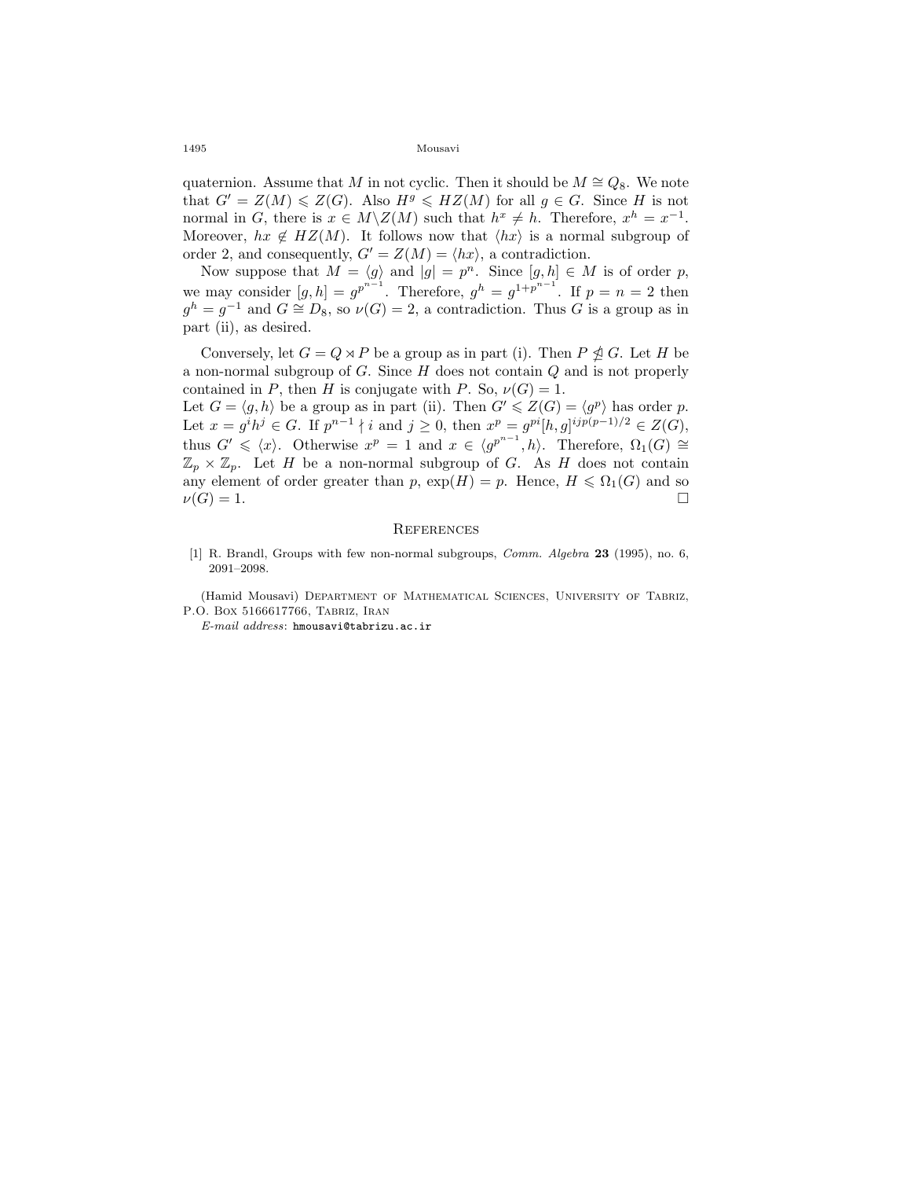quaternion. Assume that $M$ in not cyclic. Then it should be $M \cong Q_8$. We note that $G' = Z(M) \leqslant Z(G)$. Also $H^g \leqslant HZ(M)$ for all $g \in G$. Since $H$ is not normal in $G$, there is $x \in M \backslash Z(M)$ such that $h^x \neq h$. Therefore, $x^h = x^{-1}$. Moreover, $hx \notin HZ(M)$. It follows now that $\langle hx \rangle$ is a normal subgroup of order 2, and consequently, $G' = Z(M) = \langle hx \rangle$, a contradiction.

Now suppose that $M = \langle g \rangle$ and $|g| = p^n$. Since $[g, h] \in M$ is of order $p$, we may consider $[g, h] = g^{p^{n-1}}$. Therefore, $g^h = g^{1+p^{n-1}}$. If $p = n = 2$ then $g^h = g^{-1}$ and $G \cong D_8$, so $\nu(G) = 2$, a contradiction. Thus $G$ is a group as in part (ii), as desired.

Conversely, let $G = Q \rtimes P$ be a group as in part (i). Then $P \ntrianglelefteq G$. Let $H$ be a non-normal subgroup of $G$. Since $H$ does not contain $Q$ and is not properly contained in $P$, then $H$ is conjugate with $P$. So, $\nu(G) = 1$.

Let $G = \langle g, h \rangle$ be a group as in part (ii). Then $G' \leqslant Z(G) = \langle g^p \rangle$ has order $p$. Let $x = g^i h^j \in G$. If $p^{n-1} \nmid i$ and $j \geq 0$, then $x^p = g^{pi}[h, g]^{ijp(p-1)/2} \in Z(G)$, thus $G' \leqslant \langle x \rangle$. Otherwise $x^p = 1$ and $x \in \langle g^{p^{n-1}}, h \rangle$. Therefore, $\Omega_1(G) \cong \mathbb{Z}_p \times \mathbb{Z}_p$. Let $H$ be a non-normal subgroup of $G$. As $H$ does not contain any element of order greater than $p$, $\exp(H) = p$. Hence, $H \leqslant \Omega_1(G)$ and so $\nu(G) = 1$. $\square$

## References

[1] R. Brandl, Groups with few non-normal subgroups, *Comm. Algebra* **23** (1995), no. 6, 2091–2098.

(Hamid Mousavi) Department of Mathematical Sciences, University of Tabriz, P.O. Box 5166617766, Tabriz, Iran

*E-mail address*: hmousavi@tabrizu.ac.ir